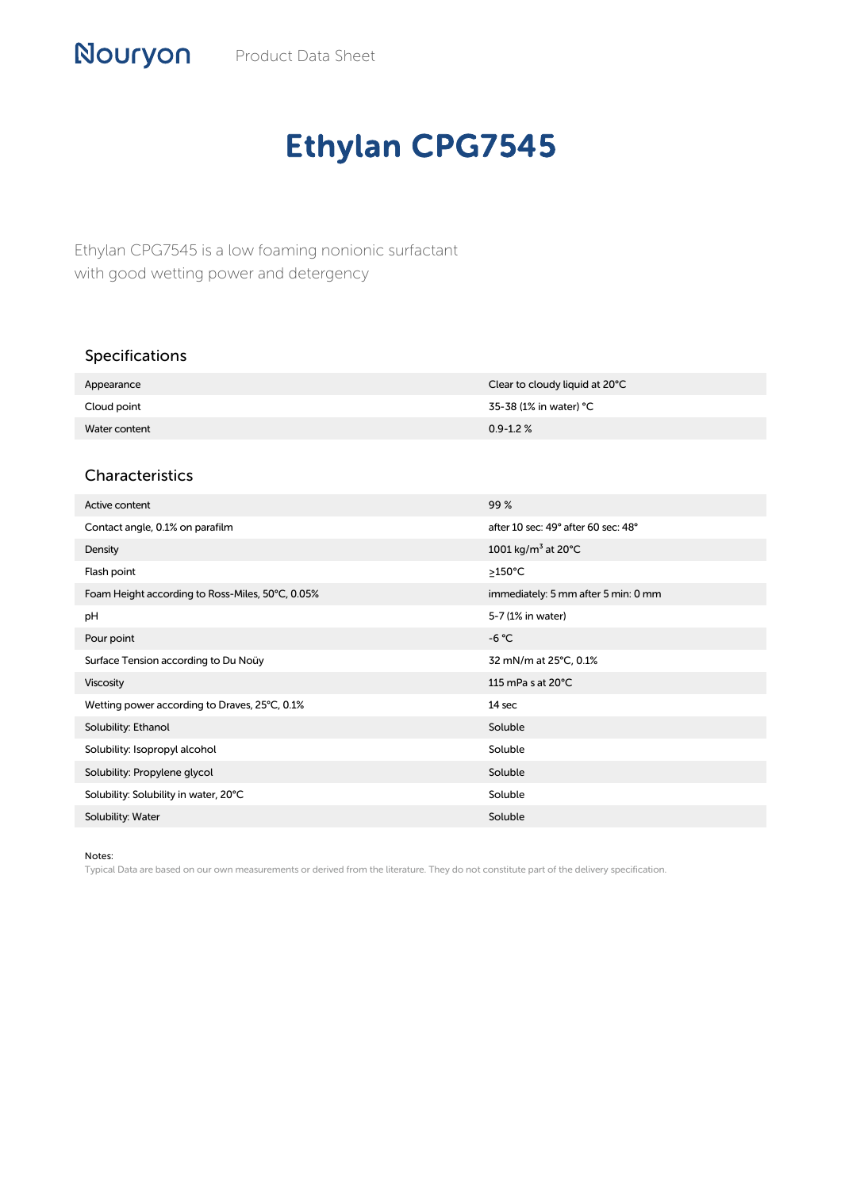Nouryon Product Data Sheet

# Ethylan CPG7545

Ethylan CPG7545 is a low foaming nonionic surfactant with good wetting power and detergency

## Specifications

| | |
|---|---|
| Appearance | Clear to cloudy liquid at 20°C |
| Cloud point | 35-38 (1% in water) °C |
| Water content | 0.9-1.2 % |

## Characteristics

| | |
|---|---|
| Active content | 99 % |
| Contact angle, 0.1% on parafilm | after 10 sec: 49° after 60 sec: 48° |
| Density | 1001 $kg/m^3$ at 20°C |
| Flash point | ≥150°C |
| Foam Height according to Ross-Miles, 50°C, 0.05% | immediately: 5 mm after 5 min: 0 mm |
| pH | 5-7 (1% in water) |
| Pour point | -6 °C |
| Surface Tension according to Du Noüy | 32 mN/m at 25°C, 0.1% |
| Viscosity | 115 mPa s at 20°C |
| Wetting power according to Draves, 25°C, 0.1% | 14 sec |
| Solubility: Ethanol | Soluble |
| Solubility: Isopropyl alcohol | Soluble |
| Solubility: Propylene glycol | Soluble |
| Solubility: Solubility in water, 20°C | Soluble |
| Solubility: Water | Soluble |

Notes:
Typical Data are based on our own measurements or derived from the literature. They do not constitute part of the delivery specification.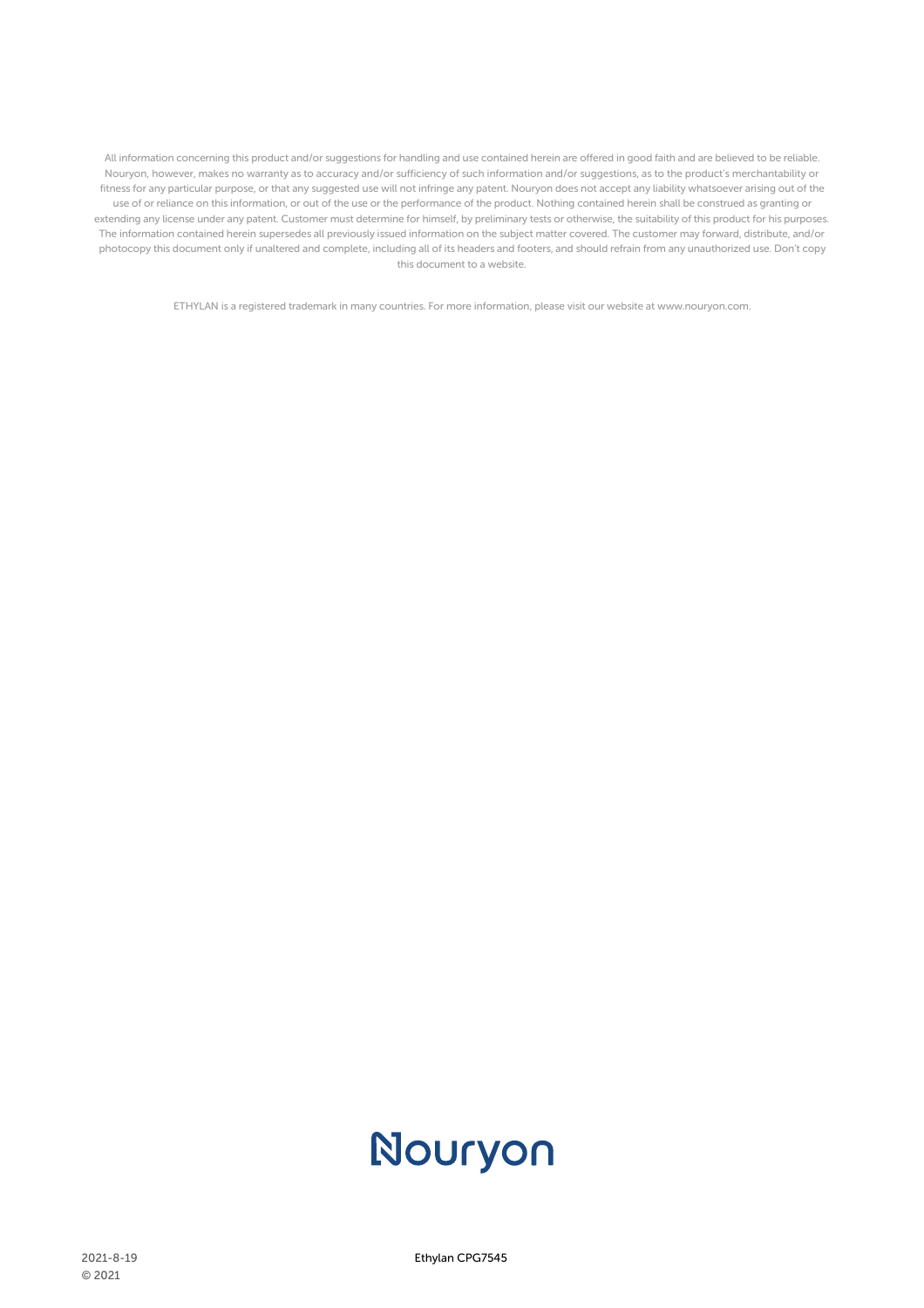All information concerning this product and/or suggestions for handling and use contained herein are offered in good faith and are believed to be reliable. Nouryon, however, makes no warranty as to accuracy and/or sufficiency of such information and/or suggestions, as to the product's merchantability or fitness for any particular purpose, or that any suggested use will not infringe any patent. Nouryon does not accept any liability whatsoever arising out of the use of or reliance on this information, or out of the use or the performance of the product. Nothing contained herein shall be construed as granting or extending any license under any patent. Customer must determine for himself, by preliminary tests or otherwise, the suitability of this product for his purposes. The information contained herein supersedes all previously issued information on the subject matter covered. The customer may forward, distribute, and/or photocopy this document only if unaltered and complete, including all of its headers and footers, and should refrain from any unauthorized use. Don't copy this document to a website.

ETHYLAN is a registered trademark in many countries. For more information, please visit our website at www.nouryon.com.

Nouryon

2021-8-19
© 2021

Ethylan CPG7545